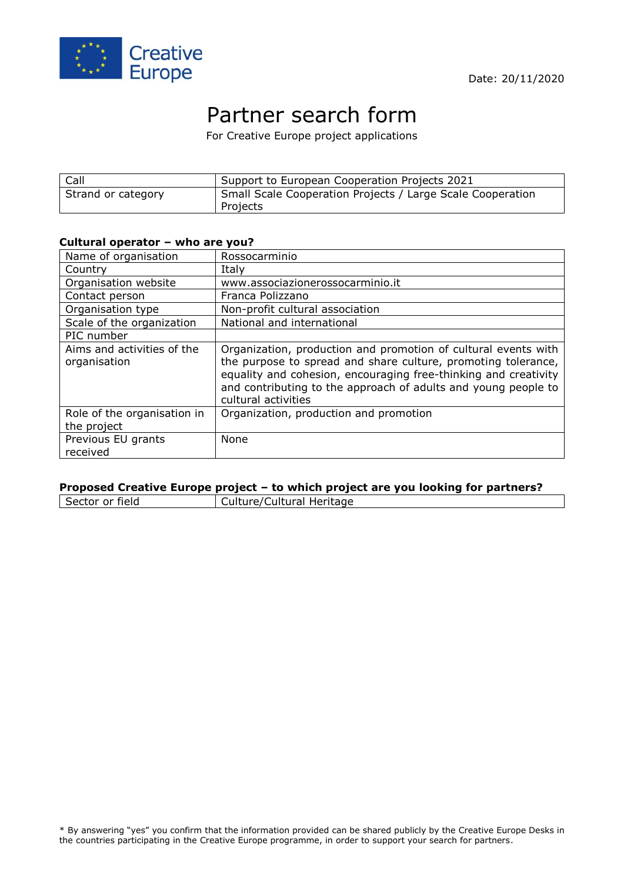Date: 20/11/2020

# Partner search form

For Creative Europe project applications

| Call | Support to European Cooperation Projects 2021 |
|---|---|
| Strand or category | Small Scale Cooperation Projects / Large Scale Cooperation Projects |

**Cultural operator – who are you?**

| Name of organisation | Rossocarminio |
|---|---|
| Country | Italy |
| Organisation website | www.associazionerossocarminio.it |
| Contact person | Franca Polizzano |
| Organisation type | Non-profit cultural association |
| Scale of the organization | National and international |
| PIC number | |
| Aims and activities of the organisation | Organization, production and promotion of cultural events with the purpose to spread and share culture, promoting tolerance, equality and cohesion, encouraging free-thinking and creativity and contributing to the approach of adults and young people to cultural activities |
| Role of the organisation in the project | Organization, production and promotion |
| Previous EU grants received | None |

**Proposed Creative Europe project – to which project are you looking for partners?**

| Sector or field | Culture/Cultural Heritage |
|---|---|

\* By answering "yes" you confirm that the information provided can be shared publicly by the Creative Europe Desks in the countries participating in the Creative Europe programme, in order to support your search for partners.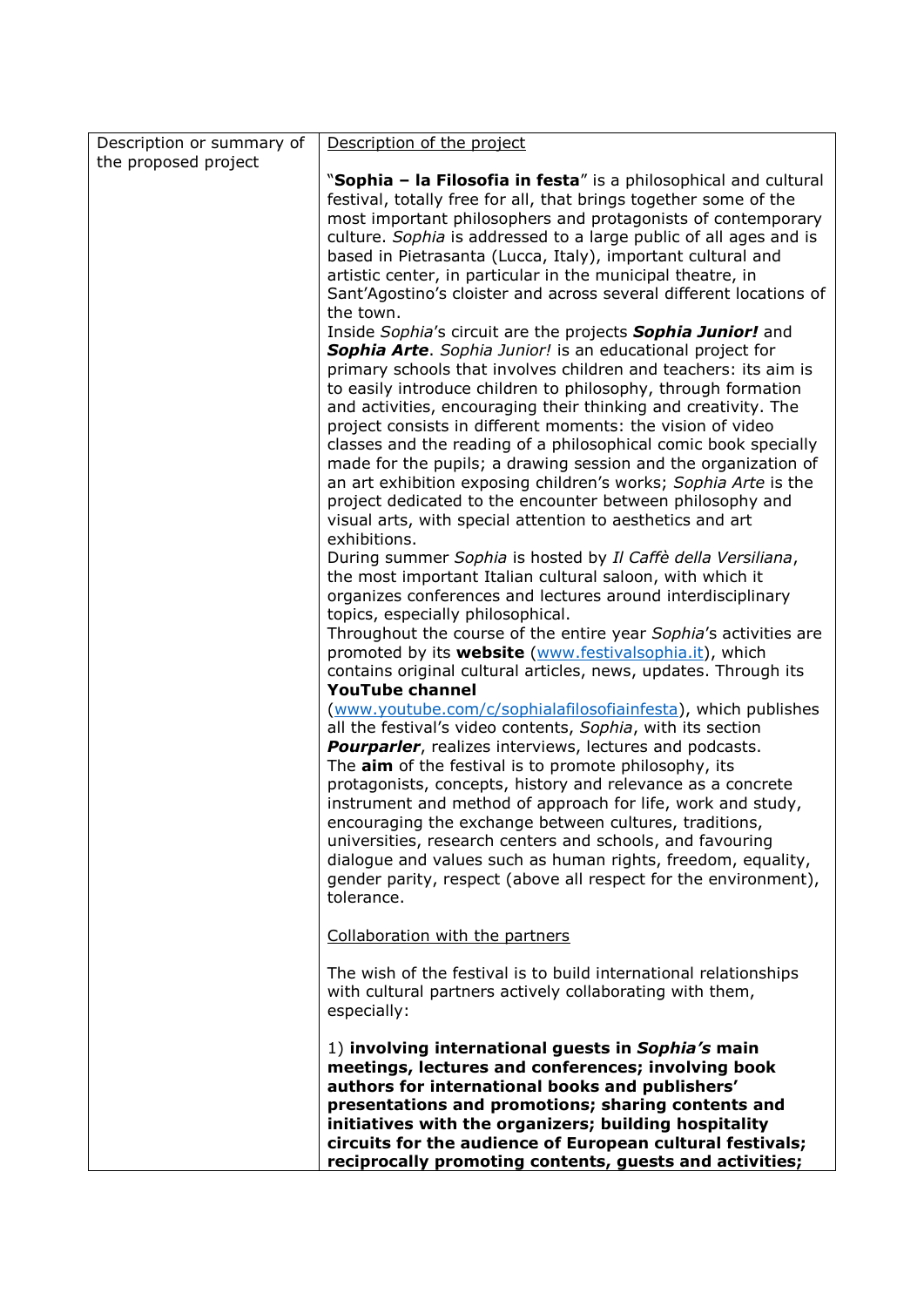| Description or summary of the proposed project | Description of the project<br><br>"**Sophia – la Filosofia in festa**" is a philosophical and cultural festival, totally free for all, that brings together some of the most important philosophers and protagonists of contemporary culture. *Sophia* is addressed to a large public of all ages and is based in Pietrasanta (Lucca, Italy), important cultural and artistic center, in particular in the municipal theatre, in Sant'Agostino's cloister and across several different locations of the town.<br>Inside *Sophia*'s circuit are the projects ***Sophia Junior!*** and ***Sophia Arte***. *Sophia Junior!* is an educational project for primary schools that involves children and teachers: its aim is to easily introduce children to philosophy, through formation and activities, encouraging their thinking and creativity. The project consists in different moments: the vision of video classes and the reading of a philosophical comic book specially made for the pupils; a drawing session and the organization of an art exhibition exposing children's works; *Sophia Arte* is the project dedicated to the encounter between philosophy and visual arts, with special attention to aesthetics and art exhibitions.<br>During summer *Sophia* is hosted by *Il Caffè della Versiliana*, the most important Italian cultural saloon, with which it organizes conferences and lectures around interdisciplinary topics, especially philosophical.<br>Throughout the course of the entire year *Sophia*'s activities are promoted by its **website** (www.festivalsophia.it), which contains original cultural articles, news, updates. Through its **YouTube channel** (www.youtube.com/c/sophialafilosofiainfesta), which publishes all the festival's video contents, *Sophia*, with its section ***Pourparler***, realizes interviews, lectures and podcasts.<br>The **aim** of the festival is to promote philosophy, its protagonists, concepts, history and relevance as a concrete instrument and method of approach for life, work and study, encouraging the exchange between cultures, traditions, universities, research centers and schools, and favouring dialogue and values such as human rights, freedom, equality, gender parity, respect (above all respect for the environment), tolerance.<br><br>Collaboration with the partners<br><br>The wish of the festival is to build international relationships with cultural partners actively collaborating with them, especially:<br><br>1) **involving international guests in *Sophia's* main meetings, lectures and conferences; involving book authors for international books and publishers' presentations and promotions; sharing contents and initiatives with the organizers; building hospitality circuits for the audience of European cultural festivals; reciprocally promoting contents, guests and activities;** |
|---|---|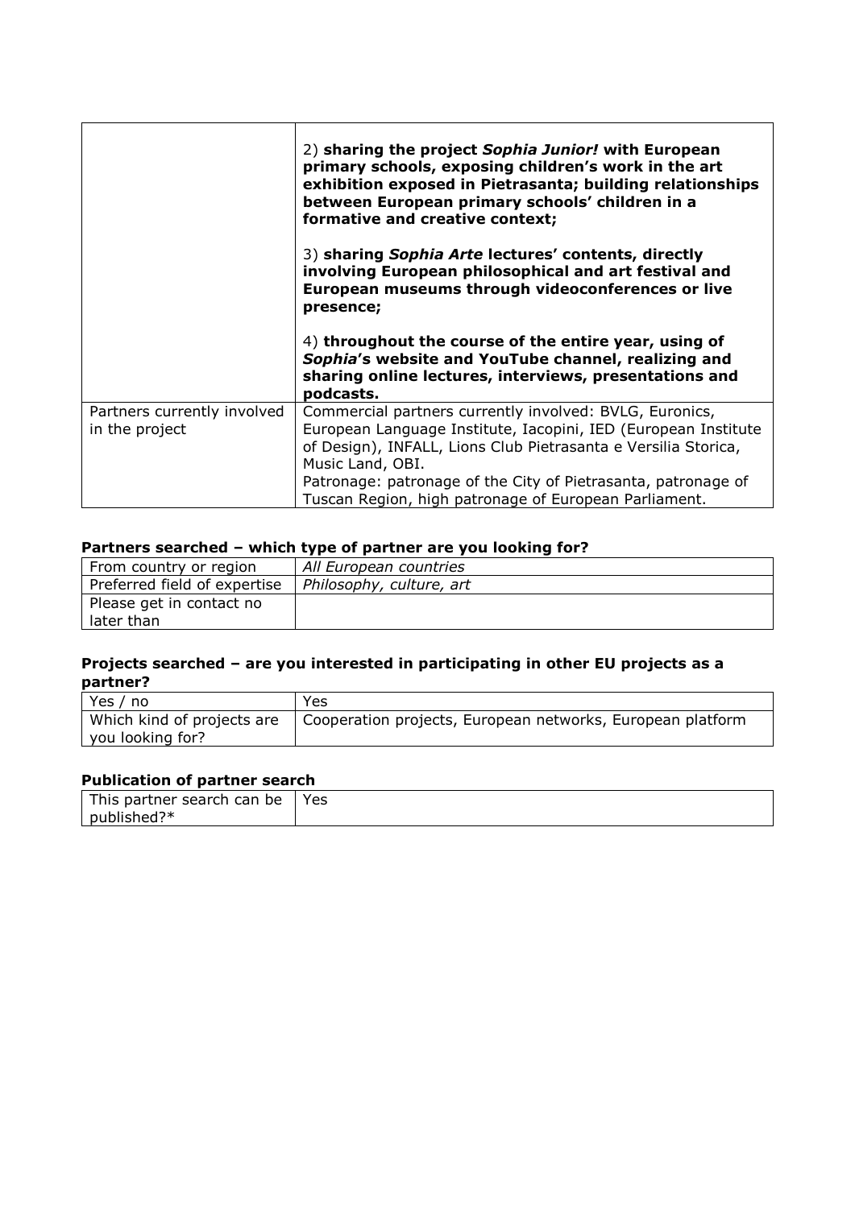| | |
|---|---|
| | 2) **sharing the project *Sophia Junior!* with European primary schools, exposing children's work in the art exhibition exposed in Pietrasanta; building relationships between European primary schools' children in a formative and creative context;**<br><br>3) **sharing *Sophia Arte* lectures' contents, directly involving European philosophical and art festival and European museums through videoconferences or live presence;**<br><br>4) **throughout the course of the entire year, using of *Sophia*'s website and YouTube channel, realizing and sharing online lectures, interviews, presentations and podcasts.** |
| Partners currently involved in the project | Commercial partners currently involved: BVLG, Euronics, European Language Institute, Iacopini, IED (European Institute of Design), INFALL, Lions Club Pietrasanta e Versilia Storica, Music Land, OBI.<br>Patronage: patronage of the City of Pietrasanta, patronage of Tuscan Region, high patronage of European Parliament. |

### Partners searched – which type of partner are you looking for?

| | |
|---|---|
| From country or region | *All European countries* |
| Preferred field of expertise | *Philosophy, culture, art* |
| Please get in contact no later than | |

### Projects searched – are you interested in participating in other EU projects as a partner?

| | |
|---|---|
| Yes / no | Yes |
| Which kind of projects are you looking for? | Cooperation projects, European networks, European platform |

### Publication of partner search

| | |
|---|---|
| This partner search can be published?* | Yes |